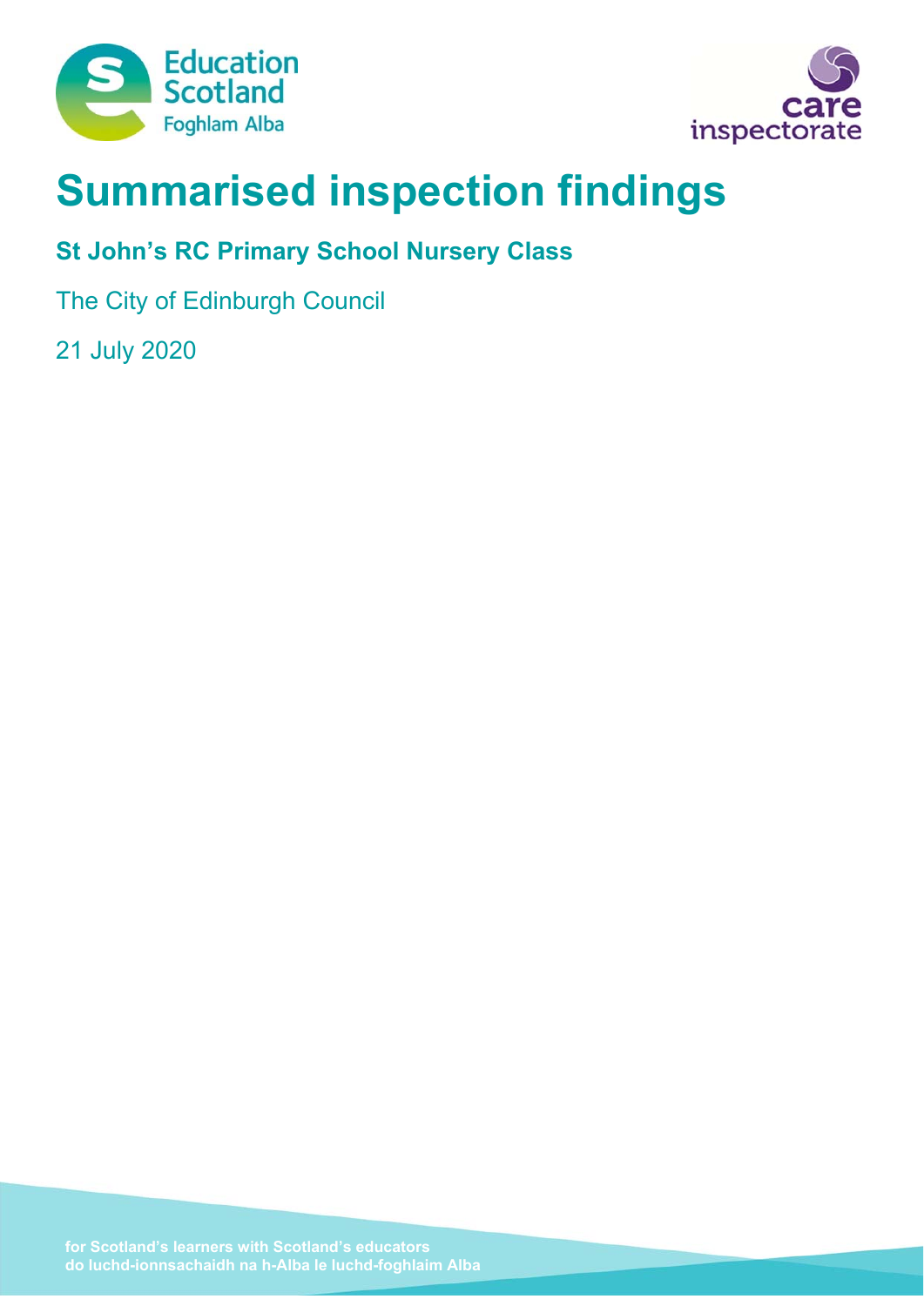# Summarised inspection findings

## St John's RC Primary School Nursery Class

The City of Edinburgh Council

21 July 2020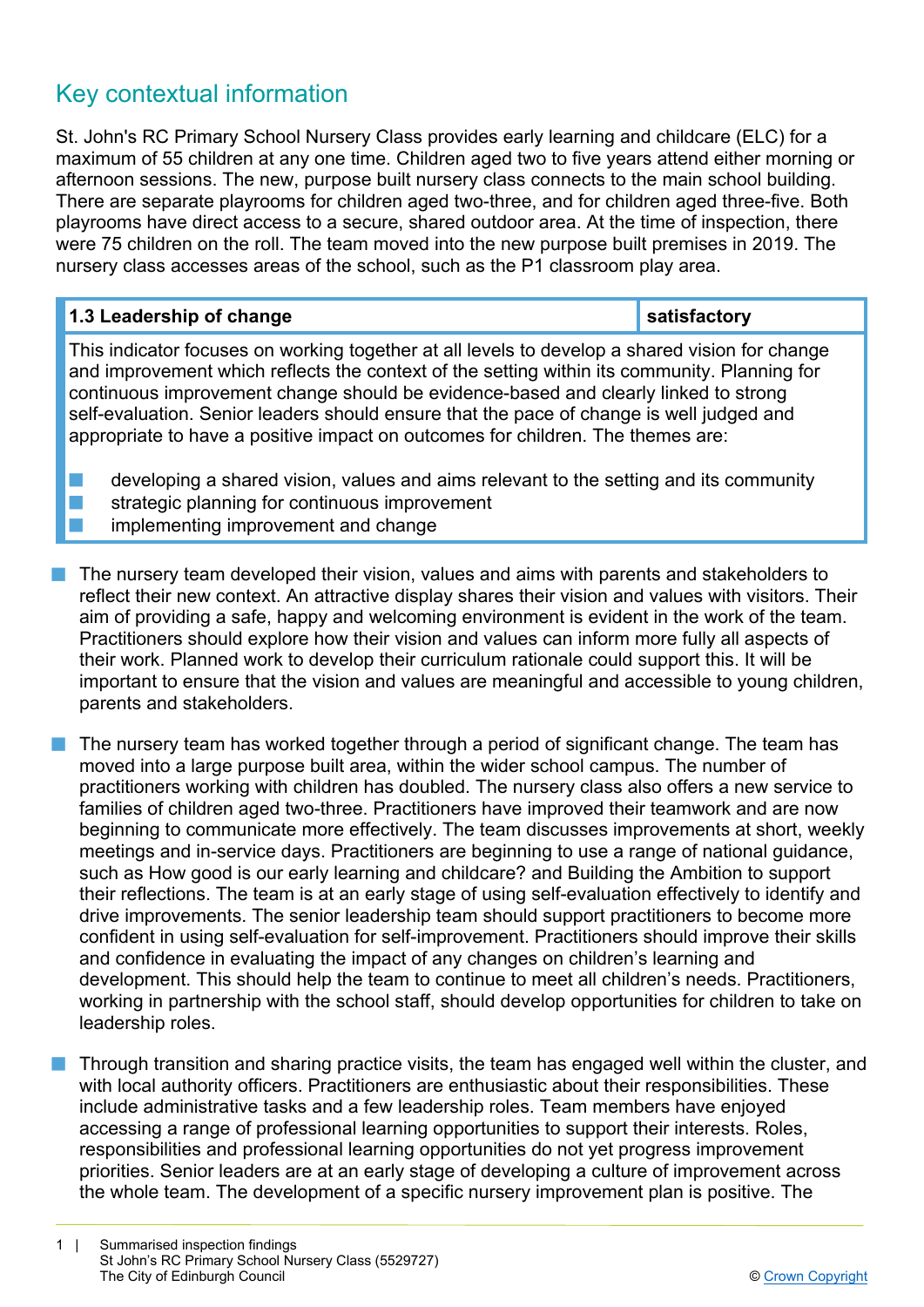## Key contextual information

St. John's RC Primary School Nursery Class provides early learning and childcare (ELC) for a maximum of 55 children at any one time. Children aged two to five years attend either morning or afternoon sessions. The new, purpose built nursery class connects to the main school building. There are separate playrooms for children aged two-three, and for children aged three-five. Both playrooms have direct access to a secure, shared outdoor area. At the time of inspection, there were 75 children on the roll. The team moved into the new purpose built premises in 2019. The nursery class accesses areas of the school, such as the P1 classroom play area.

| 1.3 Leadership of change | satisfactory |
| --- | --- |
| This indicator focuses on working together at all levels to develop a shared vision for change and improvement which reflects the context of the setting within its community. Planning for continuous improvement change should be evidence-based and clearly linked to strong self-evaluation. Senior leaders should ensure that the pace of change is well judged and appropriate to have a positive impact on outcomes for children. The themes are:<br>■ developing a shared vision, values and aims relevant to the setting and its community<br>■ strategic planning for continuous improvement<br>■ implementing improvement and change | |

- The nursery team developed their vision, values and aims with parents and stakeholders to reflect their new context. An attractive display shares their vision and values with visitors. Their aim of providing a safe, happy and welcoming environment is evident in the work of the team. Practitioners should explore how their vision and values can inform more fully all aspects of their work. Planned work to develop their curriculum rationale could support this. It will be important to ensure that the vision and values are meaningful and accessible to young children, parents and stakeholders.

- The nursery team has worked together through a period of significant change. The team has moved into a large purpose built area, within the wider school campus. The number of practitioners working with children has doubled. The nursery class also offers a new service to families of children aged two-three. Practitioners have improved their teamwork and are now beginning to communicate more effectively. The team discusses improvements at short, weekly meetings and in-service days. Practitioners are beginning to use a range of national guidance, such as How good is our early learning and childcare? and Building the Ambition to support their reflections. The team is at an early stage of using self-evaluation effectively to identify and drive improvements. The senior leadership team should support practitioners to become more confident in using self-evaluation for self-improvement. Practitioners should improve their skills and confidence in evaluating the impact of any changes on children's learning and development. This should help the team to continue to meet all children's needs. Practitioners, working in partnership with the school staff, should develop opportunities for children to take on leadership roles.

- Through transition and sharing practice visits, the team has engaged well within the cluster, and with local authority officers. Practitioners are enthusiastic about their responsibilities. These include administrative tasks and a few leadership roles. Team members have enjoyed accessing a range of professional learning opportunities to support their interests. Roles, responsibilities and professional learning opportunities do not yet progress improvement priorities. Senior leaders are at an early stage of developing a culture of improvement across the whole team. The development of a specific nursery improvement plan is positive. The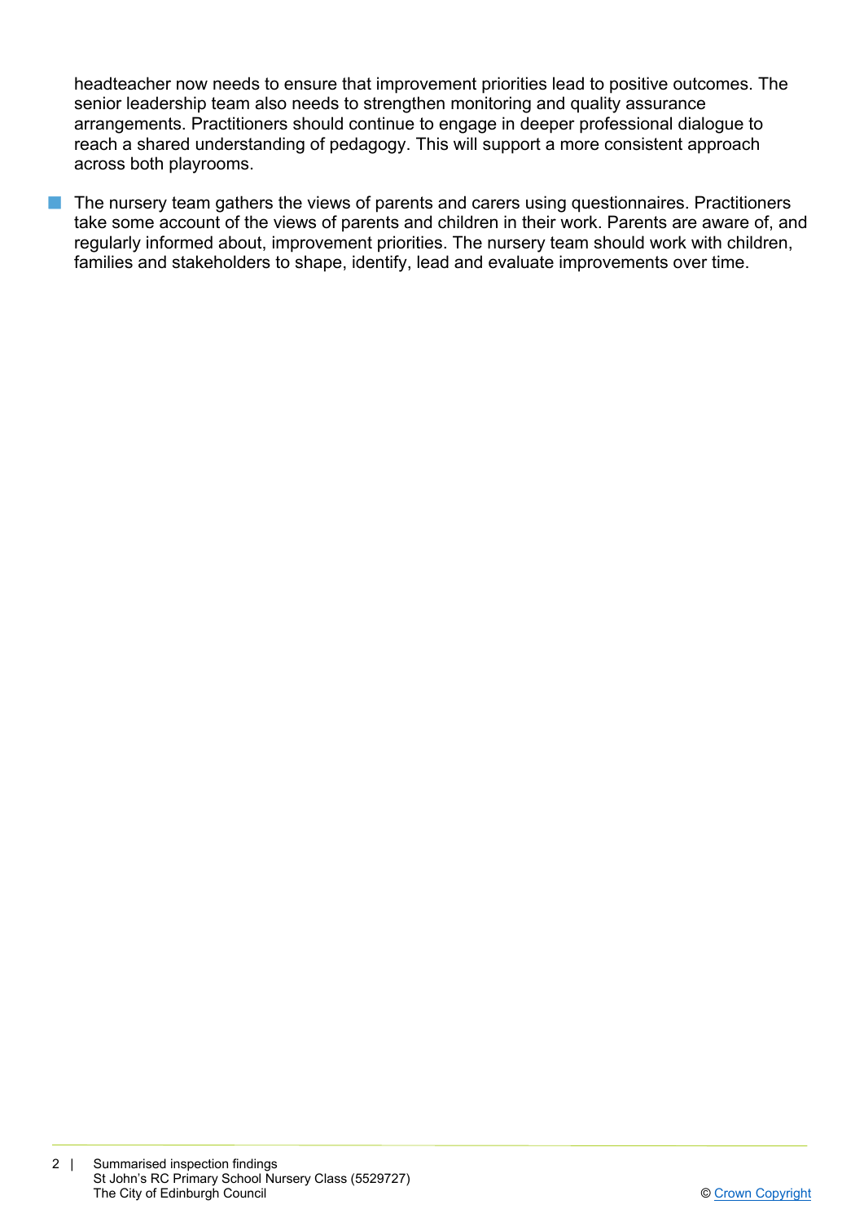headteacher now needs to ensure that improvement priorities lead to positive outcomes. The senior leadership team also needs to strengthen monitoring and quality assurance arrangements. Practitioners should continue to engage in deeper professional dialogue to reach a shared understanding of pedagogy. This will support a more consistent approach across both playrooms.

- The nursery team gathers the views of parents and carers using questionnaires. Practitioners take some account of the views of parents and children in their work. Parents are aware of, and regularly informed about, improvement priorities. The nursery team should work with children, families and stakeholders to shape, identify, lead and evaluate improvements over time.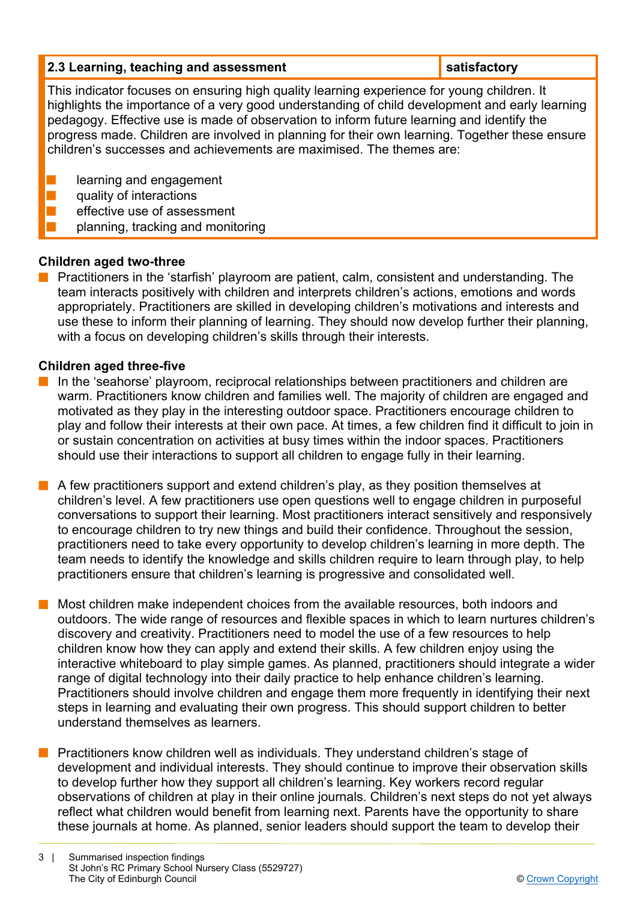| 2.3 Learning, teaching and assessment | satisfactory |
| --- | --- |

This indicator focuses on ensuring high quality learning experience for young children. It highlights the importance of a very good understanding of child development and early learning pedagogy. Effective use is made of observation to inform future learning and identify the progress made. Children are involved in planning for their own learning. Together these ensure children's successes and achievements are maximised. The themes are:

- learning and engagement
- quality of interactions
- effective use of assessment
- planning, tracking and monitoring

**Children aged two-three**

- Practitioners in the 'starfish' playroom are patient, calm, consistent and understanding. The team interacts positively with children and interprets children's actions, emotions and words appropriately. Practitioners are skilled in developing children's motivations and interests and use these to inform their planning of learning. They should now develop further their planning, with a focus on developing children's skills through their interests.

**Children aged three-five**

- In the 'seahorse' playroom, reciprocal relationships between practitioners and children are warm. Practitioners know children and families well. The majority of children are engaged and motivated as they play in the interesting outdoor space. Practitioners encourage children to play and follow their interests at their own pace. At times, a few children find it difficult to join in or sustain concentration on activities at busy times within the indoor spaces. Practitioners should use their interactions to support all children to engage fully in their learning.

- A few practitioners support and extend children's play, as they position themselves at children's level. A few practitioners use open questions well to engage children in purposeful conversations to support their learning. Most practitioners interact sensitively and responsively to encourage children to try new things and build their confidence. Throughout the session, practitioners need to take every opportunity to develop children's learning in more depth. The team needs to identify the knowledge and skills children require to learn through play, to help practitioners ensure that children's learning is progressive and consolidated well.

- Most children make independent choices from the available resources, both indoors and outdoors. The wide range of resources and flexible spaces in which to learn nurtures children's discovery and creativity. Practitioners need to model the use of a few resources to help children know how they can apply and extend their skills. A few children enjoy using the interactive whiteboard to play simple games. As planned, practitioners should integrate a wider range of digital technology into their daily practice to help enhance children's learning. Practitioners should involve children and engage them more frequently in identifying their next steps in learning and evaluating their own progress. This should support children to better understand themselves as learners.

- Practitioners know children well as individuals. They understand children's stage of development and individual interests. They should continue to improve their observation skills to develop further how they support all children's learning. Key workers record regular observations of children at play in their online journals. Children's next steps do not yet always reflect what children would benefit from learning next. Parents have the opportunity to share these journals at home. As planned, senior leaders should support the team to develop their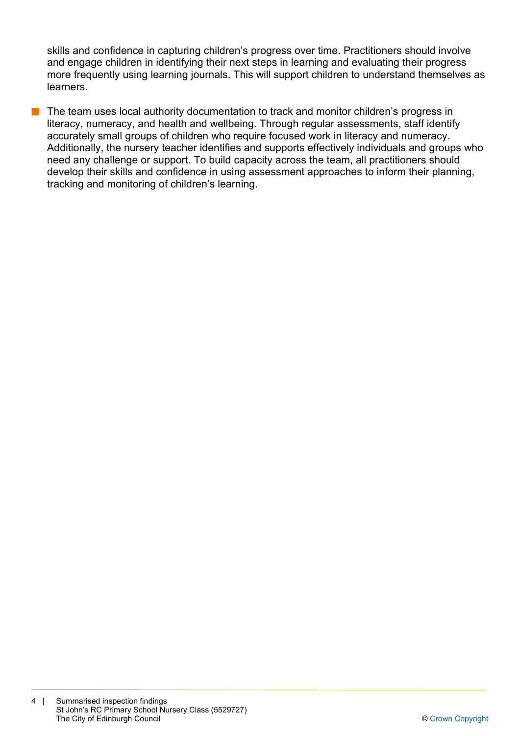skills and confidence in capturing children's progress over time. Practitioners should involve and engage children in identifying their next steps in learning and evaluating their progress more frequently using learning journals. This will support children to understand themselves as learners.

- The team uses local authority documentation to track and monitor children's progress in literacy, numeracy, and health and wellbeing. Through regular assessments, staff identify accurately small groups of children who require focused work in literacy and numeracy. Additionally, the nursery teacher identifies and supports effectively individuals and groups who need any challenge or support. To build capacity across the team, all practitioners should develop their skills and confidence in using assessment approaches to inform their planning, tracking and monitoring of children's learning.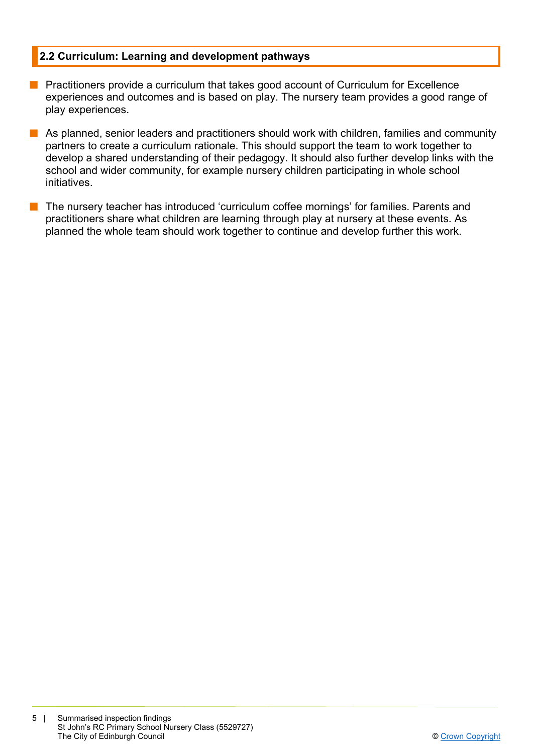## 2.2 Curriculum: Learning and development pathways

- Practitioners provide a curriculum that takes good account of Curriculum for Excellence experiences and outcomes and is based on play. The nursery team provides a good range of play experiences.
- As planned, senior leaders and practitioners should work with children, families and community partners to create a curriculum rationale. This should support the team to work together to develop a shared understanding of their pedagogy. It should also further develop links with the school and wider community, for example nursery children participating in whole school initiatives.
- The nursery teacher has introduced 'curriculum coffee mornings' for families. Parents and practitioners share what children are learning through play at nursery at these events. As planned the whole team should work together to continue and develop further this work.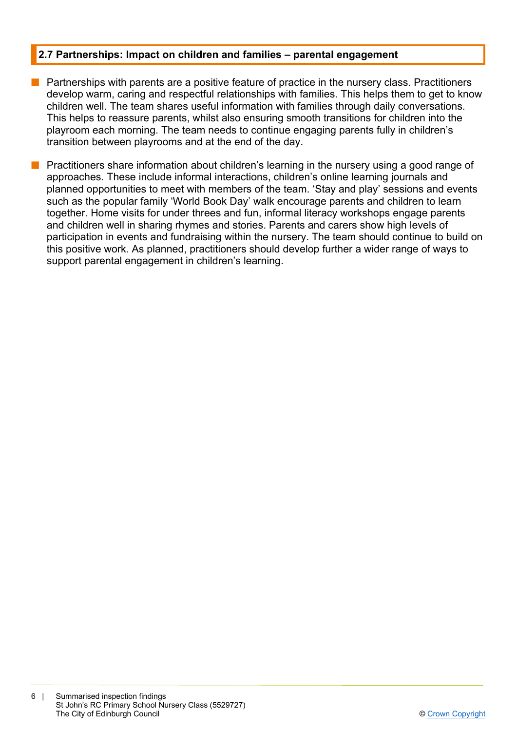## 2.7 Partnerships: Impact on children and families – parental engagement

- Partnerships with parents are a positive feature of practice in the nursery class. Practitioners develop warm, caring and respectful relationships with families. This helps them to get to know children well. The team shares useful information with families through daily conversations. This helps to reassure parents, whilst also ensuring smooth transitions for children into the playroom each morning. The team needs to continue engaging parents fully in children's transition between playrooms and at the end of the day.

- Practitioners share information about children's learning in the nursery using a good range of approaches. These include informal interactions, children's online learning journals and planned opportunities to meet with members of the team. 'Stay and play' sessions and events such as the popular family 'World Book Day' walk encourage parents and children to learn together. Home visits for under threes and fun, informal literacy workshops engage parents and children well in sharing rhymes and stories. Parents and carers show high levels of participation in events and fundraising within the nursery. The team should continue to build on this positive work. As planned, practitioners should develop further a wider range of ways to support parental engagement in children's learning.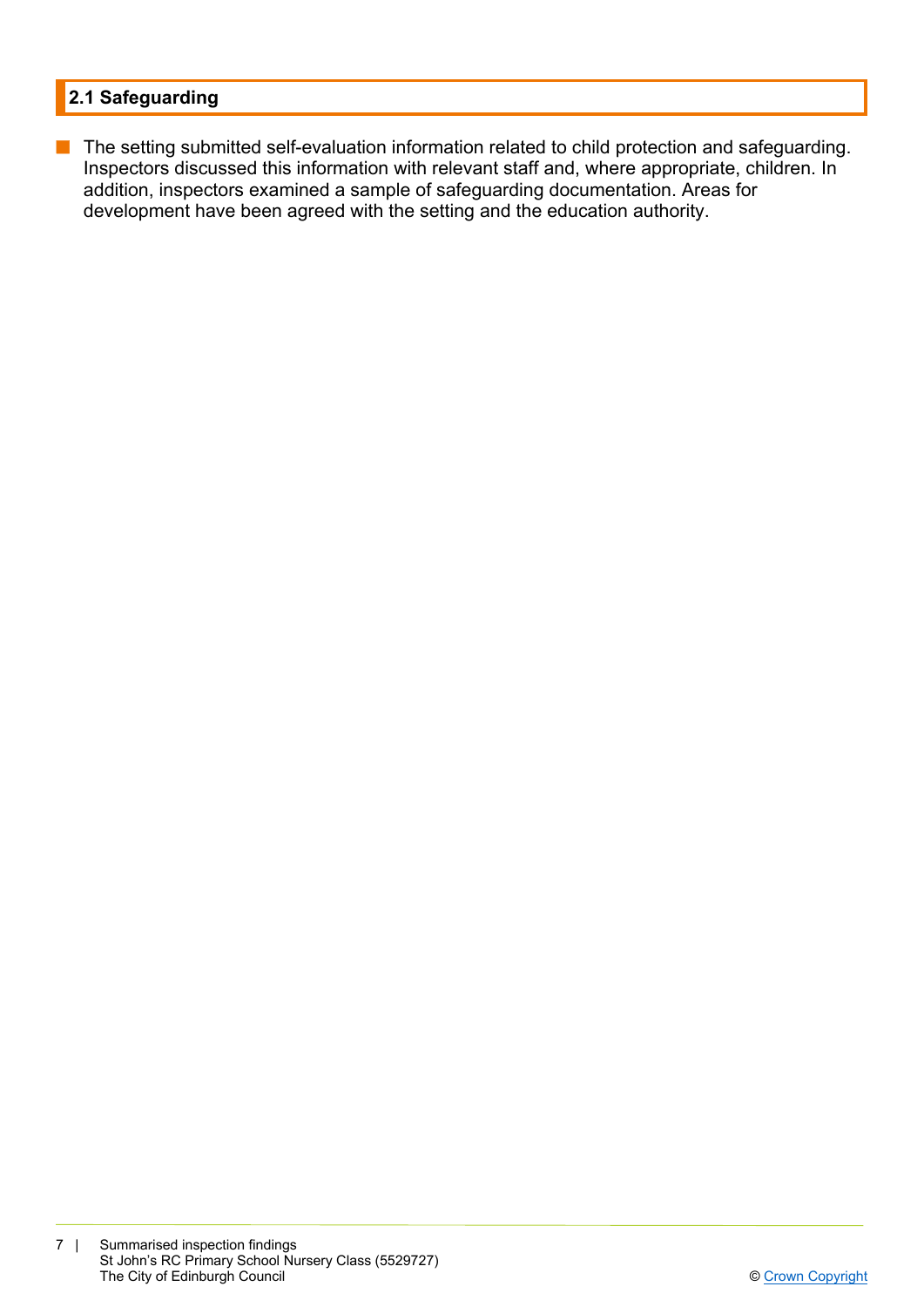## 2.1 Safeguarding

- The setting submitted self-evaluation information related to child protection and safeguarding. Inspectors discussed this information with relevant staff and, where appropriate, children. In addition, inspectors examined a sample of safeguarding documentation. Areas for development have been agreed with the setting and the education authority.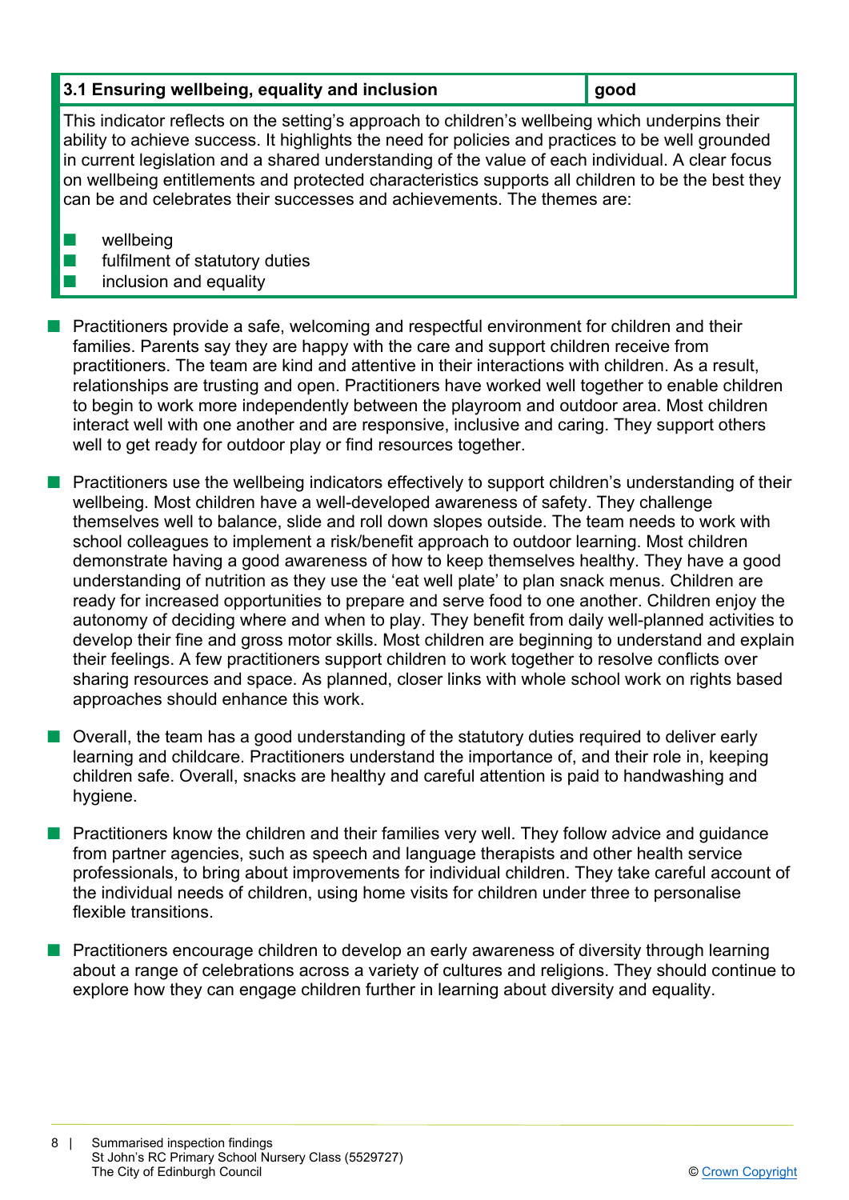| 3.1 Ensuring wellbeing, equality and inclusion | good |
| --- | --- |

This indicator reflects on the setting's approach to children's wellbeing which underpins their ability to achieve success. It highlights the need for policies and practices to be well grounded in current legislation and a shared understanding of the value of each individual. A clear focus on wellbeing entitlements and protected characteristics supports all children to be the best they can be and celebrates their successes and achievements. The themes are:

- wellbeing
- fulfilment of statutory duties
- inclusion and equality

- Practitioners provide a safe, welcoming and respectful environment for children and their families. Parents say they are happy with the care and support children receive from practitioners. The team are kind and attentive in their interactions with children. As a result, relationships are trusting and open. Practitioners have worked well together to enable children to begin to work more independently between the playroom and outdoor area. Most children interact well with one another and are responsive, inclusive and caring. They support others well to get ready for outdoor play or find resources together.

- Practitioners use the wellbeing indicators effectively to support children's understanding of their wellbeing. Most children have a well-developed awareness of safety. They challenge themselves well to balance, slide and roll down slopes outside. The team needs to work with school colleagues to implement a risk/benefit approach to outdoor learning. Most children demonstrate having a good awareness of how to keep themselves healthy. They have a good understanding of nutrition as they use the 'eat well plate' to plan snack menus. Children are ready for increased opportunities to prepare and serve food to one another. Children enjoy the autonomy of deciding where and when to play. They benefit from daily well-planned activities to develop their fine and gross motor skills. Most children are beginning to understand and explain their feelings. A few practitioners support children to work together to resolve conflicts over sharing resources and space. As planned, closer links with whole school work on rights based approaches should enhance this work.

- Overall, the team has a good understanding of the statutory duties required to deliver early learning and childcare. Practitioners understand the importance of, and their role in, keeping children safe. Overall, snacks are healthy and careful attention is paid to handwashing and hygiene.

- Practitioners know the children and their families very well. They follow advice and guidance from partner agencies, such as speech and language therapists and other health service professionals, to bring about improvements for individual children. They take careful account of the individual needs of children, using home visits for children under three to personalise flexible transitions.

- Practitioners encourage children to develop an early awareness of diversity through learning about a range of celebrations across a variety of cultures and religions. They should continue to explore how they can engage children further in learning about diversity and equality.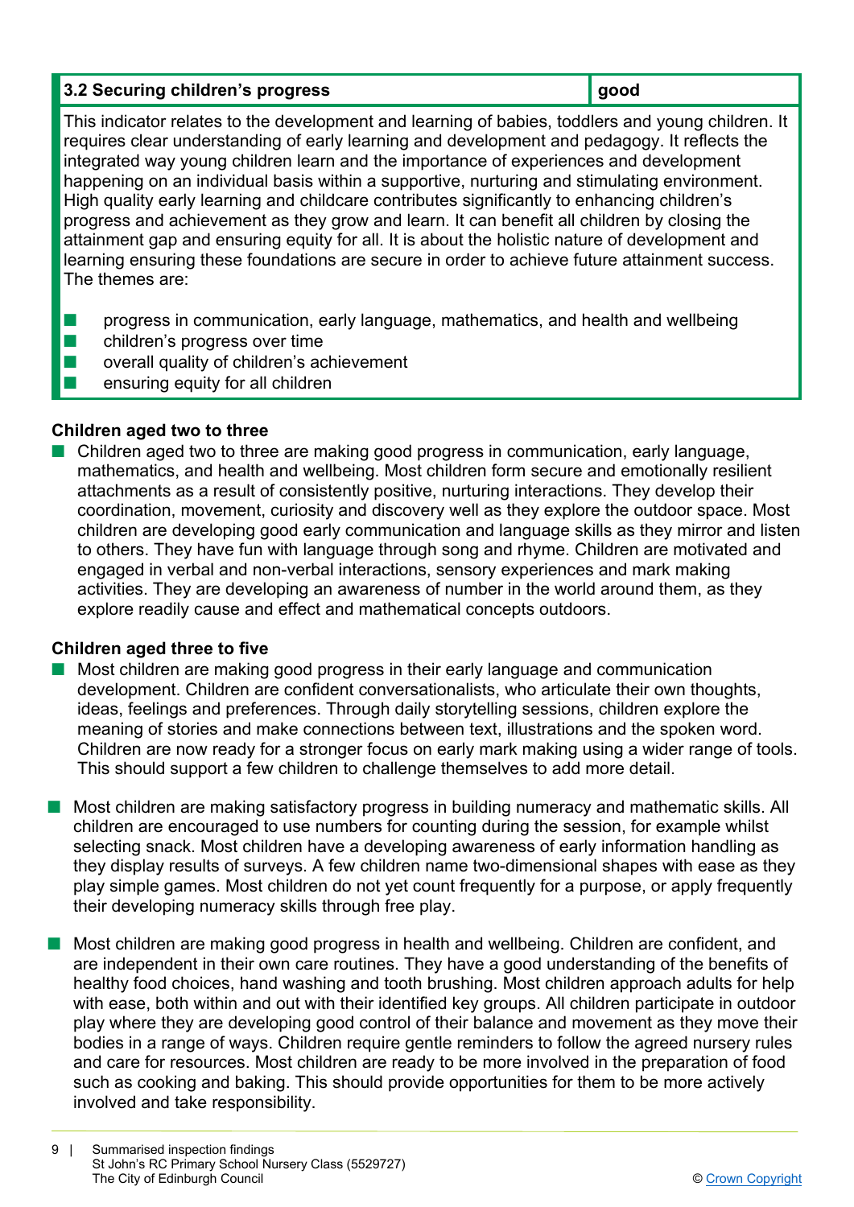| 3.2 Securing children's progress | good |
| --- | --- |

This indicator relates to the development and learning of babies, toddlers and young children. It requires clear understanding of early learning and development and pedagogy. It reflects the integrated way young children learn and the importance of experiences and development happening on an individual basis within a supportive, nurturing and stimulating environment. High quality early learning and childcare contributes significantly to enhancing children's progress and achievement as they grow and learn. It can benefit all children by closing the attainment gap and ensuring equity for all. It is about the holistic nature of development and learning ensuring these foundations are secure in order to achieve future attainment success. The themes are:

- progress in communication, early language, mathematics, and health and wellbeing
- children's progress over time
- overall quality of children's achievement
- ensuring equity for all children

**Children aged two to three**

- Children aged two to three are making good progress in communication, early language, mathematics, and health and wellbeing. Most children form secure and emotionally resilient attachments as a result of consistently positive, nurturing interactions. They develop their coordination, movement, curiosity and discovery well as they explore the outdoor space. Most children are developing good early communication and language skills as they mirror and listen to others. They have fun with language through song and rhyme. Children are motivated and engaged in verbal and non-verbal interactions, sensory experiences and mark making activities. They are developing an awareness of number in the world around them, as they explore readily cause and effect and mathematical concepts outdoors.

**Children aged three to five**

- Most children are making good progress in their early language and communication development. Children are confident conversationalists, who articulate their own thoughts, ideas, feelings and preferences. Through daily storytelling sessions, children explore the meaning of stories and make connections between text, illustrations and the spoken word. Children are now ready for a stronger focus on early mark making using a wider range of tools. This should support a few children to challenge themselves to add more detail.

- Most children are making satisfactory progress in building numeracy and mathematic skills. All children are encouraged to use numbers for counting during the session, for example whilst selecting snack. Most children have a developing awareness of early information handling as they display results of surveys. A few children name two-dimensional shapes with ease as they play simple games. Most children do not yet count frequently for a purpose, or apply frequently their developing numeracy skills through free play.

- Most children are making good progress in health and wellbeing. Children are confident, and are independent in their own care routines. They have a good understanding of the benefits of healthy food choices, hand washing and tooth brushing. Most children approach adults for help with ease, both within and out with their identified key groups. All children participate in outdoor play where they are developing good control of their balance and movement as they move their bodies in a range of ways. Children require gentle reminders to follow the agreed nursery rules and care for resources. Most children are ready to be more involved in the preparation of food such as cooking and baking. This should provide opportunities for them to be more actively involved and take responsibility.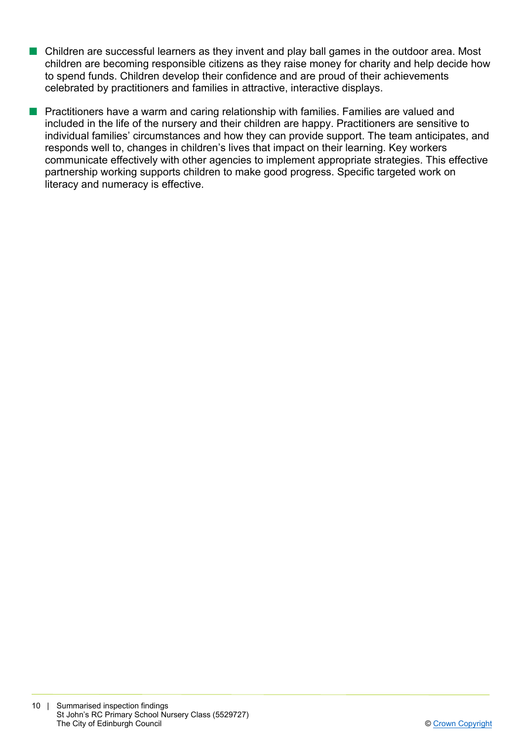- Children are successful learners as they invent and play ball games in the outdoor area. Most children are becoming responsible citizens as they raise money for charity and help decide how to spend funds. Children develop their confidence and are proud of their achievements celebrated by practitioners and families in attractive, interactive displays.

- Practitioners have a warm and caring relationship with families. Families are valued and included in the life of the nursery and their children are happy. Practitioners are sensitive to individual families' circumstances and how they can provide support. The team anticipates, and responds well to, changes in children's lives that impact on their learning. Key workers communicate effectively with other agencies to implement appropriate strategies. This effective partnership working supports children to make good progress. Specific targeted work on literacy and numeracy is effective.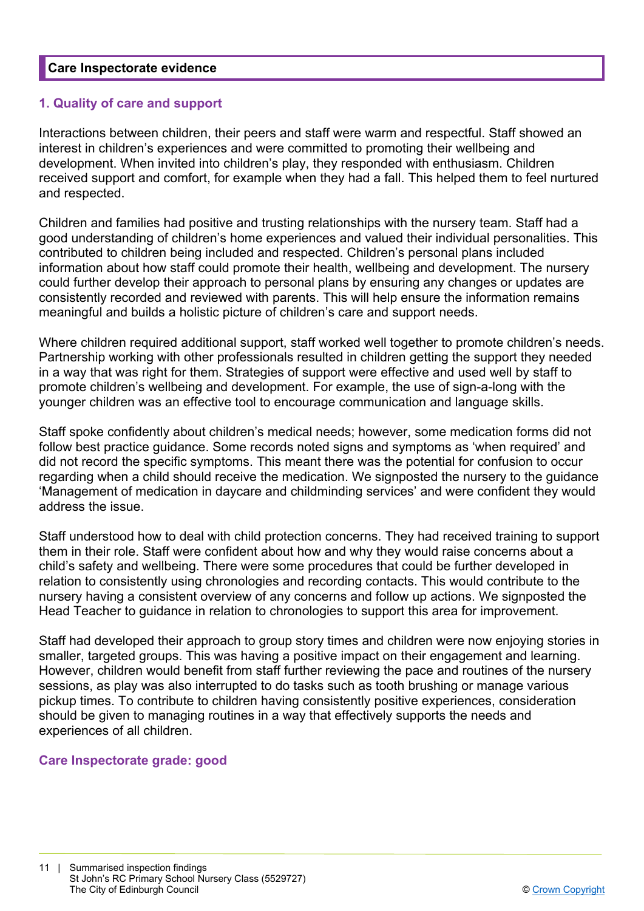## Care Inspectorate evidence

### 1. Quality of care and support

Interactions between children, their peers and staff were warm and respectful. Staff showed an interest in children's experiences and were committed to promoting their wellbeing and development. When invited into children's play, they responded with enthusiasm. Children received support and comfort, for example when they had a fall. This helped them to feel nurtured and respected.

Children and families had positive and trusting relationships with the nursery team. Staff had a good understanding of children's home experiences and valued their individual personalities. This contributed to children being included and respected. Children's personal plans included information about how staff could promote their health, wellbeing and development. The nursery could further develop their approach to personal plans by ensuring any changes or updates are consistently recorded and reviewed with parents. This will help ensure the information remains meaningful and builds a holistic picture of children's care and support needs.

Where children required additional support, staff worked well together to promote children's needs. Partnership working with other professionals resulted in children getting the support they needed in a way that was right for them. Strategies of support were effective and used well by staff to promote children's wellbeing and development. For example, the use of sign-a-long with the younger children was an effective tool to encourage communication and language skills.

Staff spoke confidently about children's medical needs; however, some medication forms did not follow best practice guidance. Some records noted signs and symptoms as 'when required' and did not record the specific symptoms. This meant there was the potential for confusion to occur regarding when a child should receive the medication. We signposted the nursery to the guidance 'Management of medication in daycare and childminding services' and were confident they would address the issue.

Staff understood how to deal with child protection concerns. They had received training to support them in their role. Staff were confident about how and why they would raise concerns about a child's safety and wellbeing. There were some procedures that could be further developed in relation to consistently using chronologies and recording contacts. This would contribute to the nursery having a consistent overview of any concerns and follow up actions. We signposted the Head Teacher to guidance in relation to chronologies to support this area for improvement.

Staff had developed their approach to group story times and children were now enjoying stories in smaller, targeted groups. This was having a positive impact on their engagement and learning. However, children would benefit from staff further reviewing the pace and routines of the nursery sessions, as play was also interrupted to do tasks such as tooth brushing or manage various pickup times. To contribute to children having consistently positive experiences, consideration should be given to managing routines in a way that effectively supports the needs and experiences of all children.

**Care Inspectorate grade: good**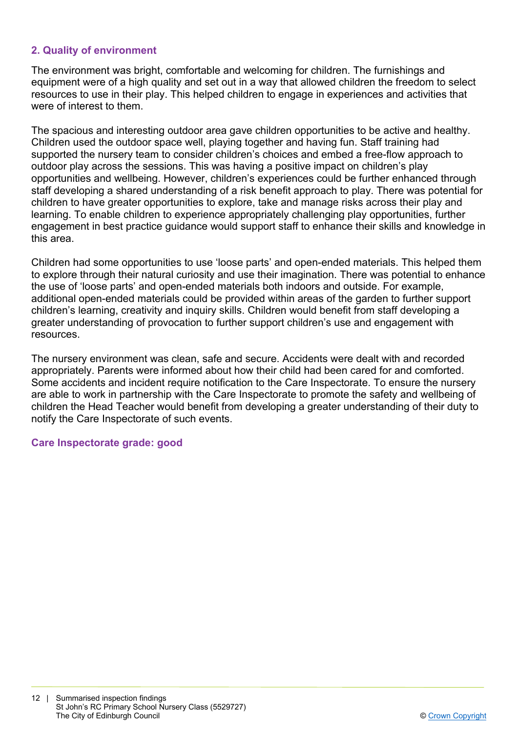## 2. Quality of environment

The environment was bright, comfortable and welcoming for children. The furnishings and equipment were of a high quality and set out in a way that allowed children the freedom to select resources to use in their play. This helped children to engage in experiences and activities that were of interest to them.

The spacious and interesting outdoor area gave children opportunities to be active and healthy. Children used the outdoor space well, playing together and having fun. Staff training had supported the nursery team to consider children's choices and embed a free-flow approach to outdoor play across the sessions. This was having a positive impact on children's play opportunities and wellbeing. However, children's experiences could be further enhanced through staff developing a shared understanding of a risk benefit approach to play. There was potential for children to have greater opportunities to explore, take and manage risks across their play and learning. To enable children to experience appropriately challenging play opportunities, further engagement in best practice guidance would support staff to enhance their skills and knowledge in this area.

Children had some opportunities to use 'loose parts' and open-ended materials. This helped them to explore through their natural curiosity and use their imagination. There was potential to enhance the use of 'loose parts' and open-ended materials both indoors and outside. For example, additional open-ended materials could be provided within areas of the garden to further support children's learning, creativity and inquiry skills. Children would benefit from staff developing a greater understanding of provocation to further support children's use and engagement with resources.

The nursery environment was clean, safe and secure. Accidents were dealt with and recorded appropriately. Parents were informed about how their child had been cared for and comforted. Some accidents and incident require notification to the Care Inspectorate. To ensure the nursery are able to work in partnership with the Care Inspectorate to promote the safety and wellbeing of children the Head Teacher would benefit from developing a greater understanding of their duty to notify the Care Inspectorate of such events.

**Care Inspectorate grade: good**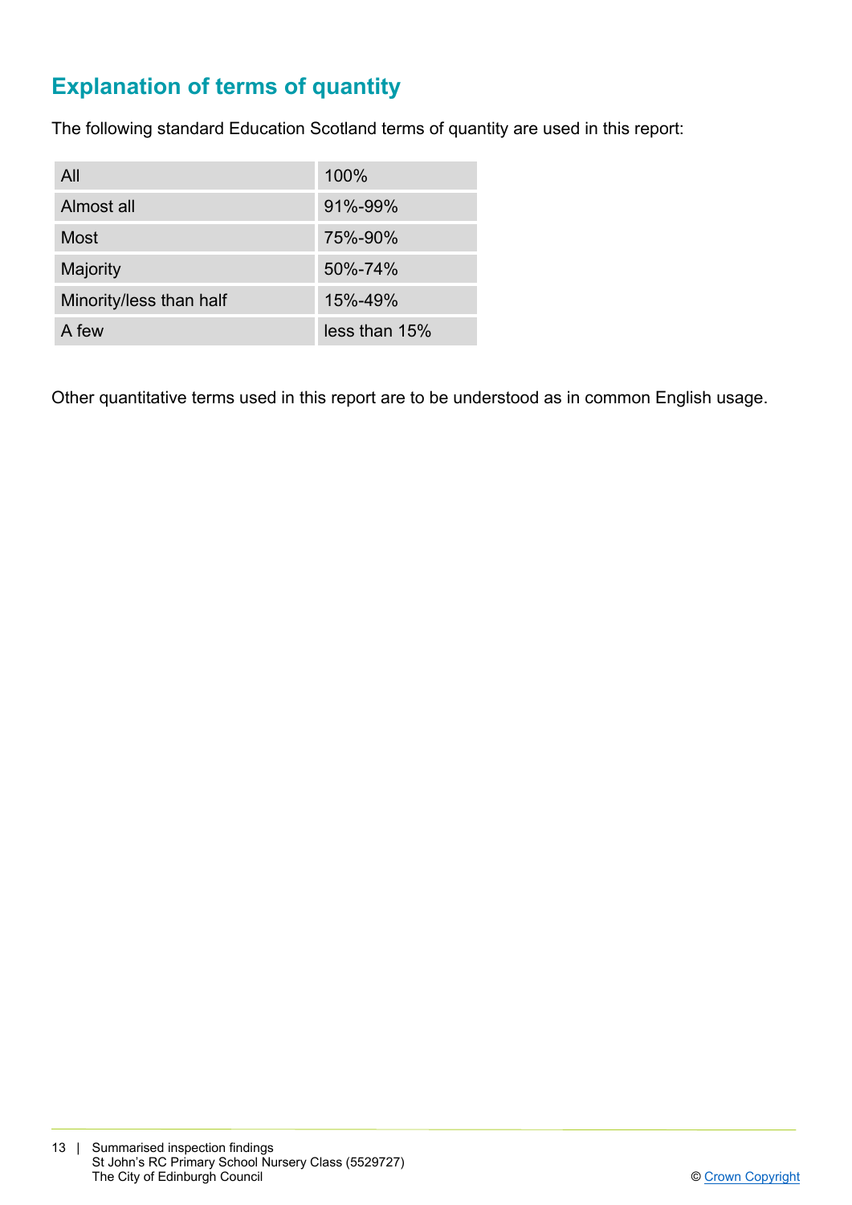## Explanation of terms of quantity

The following standard Education Scotland terms of quantity are used in this report:

| | |
|---|---|
| All | 100% |
| Almost all | 91%-99% |
| Most | 75%-90% |
| Majority | 50%-74% |
| Minority/less than half | 15%-49% |
| A few | less than 15% |

Other quantitative terms used in this report are to be understood as in common English usage.